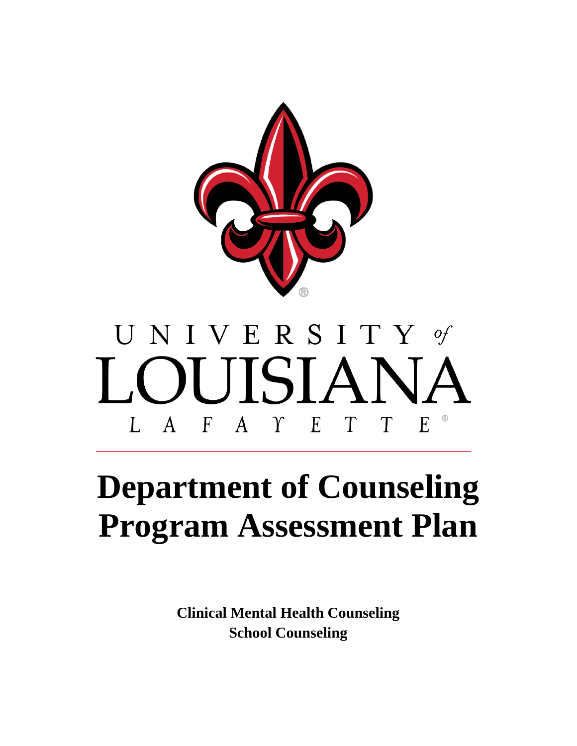UNIVERSITY of LOUISIANA LAFAYETTE

# Department of Counseling Program Assessment Plan

**Clinical Mental Health Counseling**
**School Counseling**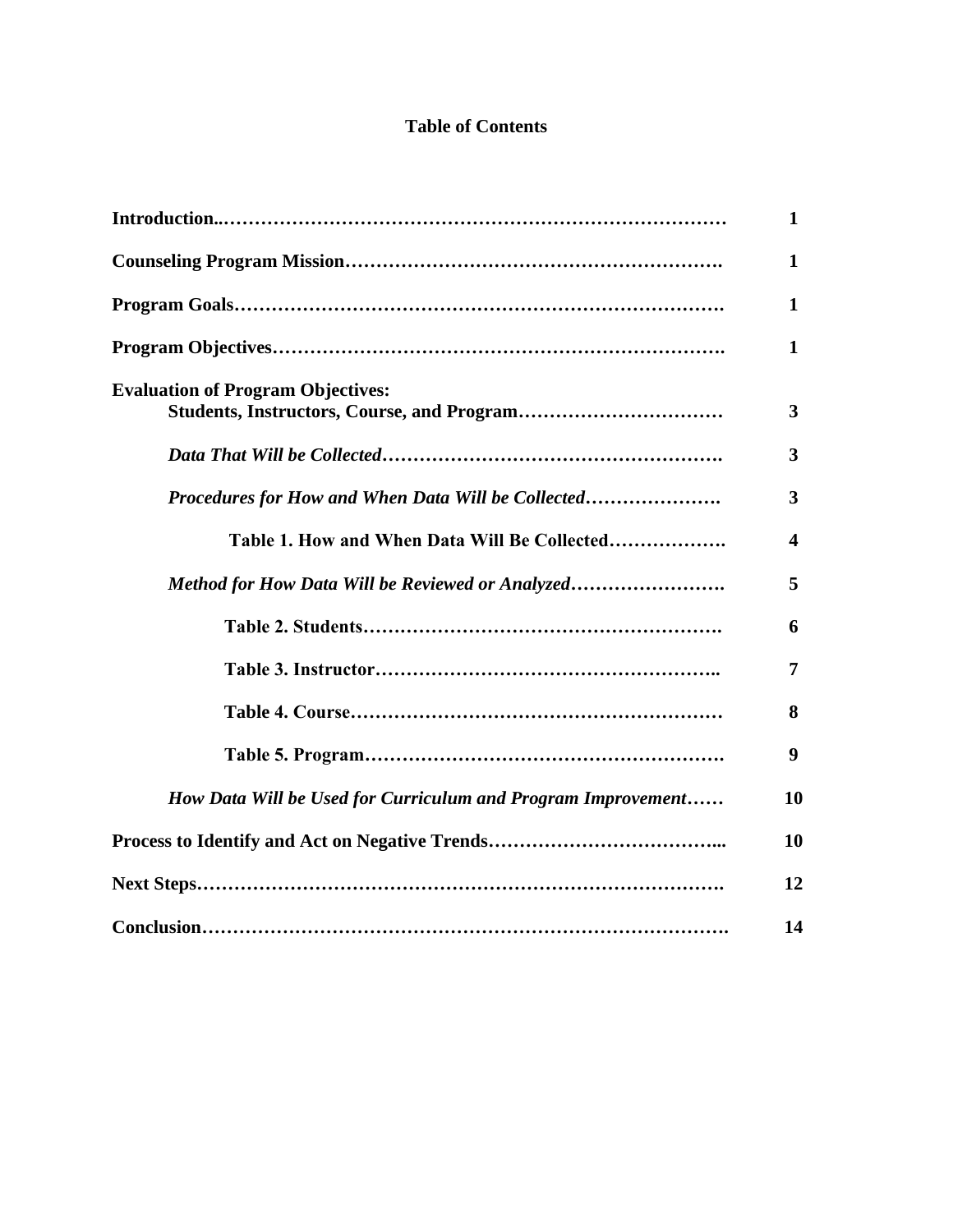# Table of Contents

| | |
|---|---|
| **Introduction..……………………………………………………………………** | **1** |
| **Counseling Program Mission………………………………………………….** | **1** |
| **Program Goals………………………………………………………………….** | **1** |
| **Program Objectives…………………………………………………………….** | **1** |
| **Evaluation of Program Objectives: Students, Instructors, Course, and Program……………………………** | **3** |
| ***Data That Will be Collected……………………………………………….*** | **3** |
| ***Procedures for How and When Data Will be Collected………………….*** | **3** |
| **Table 1. How and When Data Will Be Collected……………….** | **4** |
| ***Method for How Data Will be Reviewed or Analyzed…………………….*** | **5** |
| **Table 2. Students……………………………………………….** | **6** |
| **Table 3. Instructor……………………………………………..** | **7** |
| **Table 4. Course…………………………………………………** | **8** |
| **Table 5. Program……………………………………………….** | **9** |
| ***How Data Will be Used for Curriculum and Program Improvement……*** | **10** |
| **Process to Identify and Act on Negative Trends……………………………...** | **10** |
| **Next Steps……………………………………………………………………….** | **12** |
| **Conclusion………………………………………………………………………** | **14** |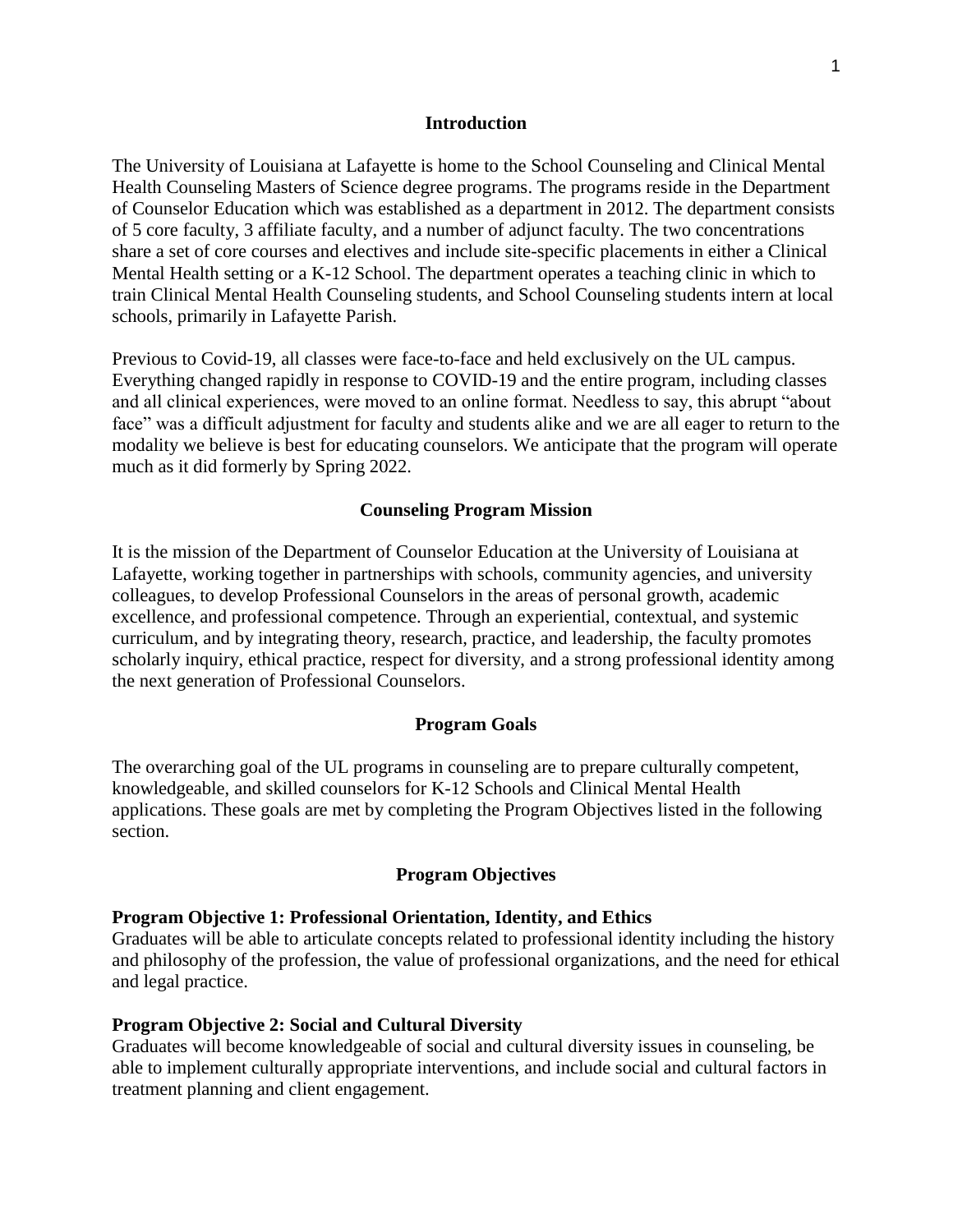## Introduction

The University of Louisiana at Lafayette is home to the School Counseling and Clinical Mental Health Counseling Masters of Science degree programs. The programs reside in the Department of Counselor Education which was established as a department in 2012. The department consists of 5 core faculty, 3 affiliate faculty, and a number of adjunct faculty. The two concentrations share a set of core courses and electives and include site-specific placements in either a Clinical Mental Health setting or a K-12 School. The department operates a teaching clinic in which to train Clinical Mental Health Counseling students, and School Counseling students intern at local schools, primarily in Lafayette Parish.

Previous to Covid-19, all classes were face-to-face and held exclusively on the UL campus. Everything changed rapidly in response to COVID-19 and the entire program, including classes and all clinical experiences, were moved to an online format. Needless to say, this abrupt "about face" was a difficult adjustment for faculty and students alike and we are all eager to return to the modality we believe is best for educating counselors. We anticipate that the program will operate much as it did formerly by Spring 2022.

## Counseling Program Mission

It is the mission of the Department of Counselor Education at the University of Louisiana at Lafayette, working together in partnerships with schools, community agencies, and university colleagues, to develop Professional Counselors in the areas of personal growth, academic excellence, and professional competence. Through an experiential, contextual, and systemic curriculum, and by integrating theory, research, practice, and leadership, the faculty promotes scholarly inquiry, ethical practice, respect for diversity, and a strong professional identity among the next generation of Professional Counselors.

## Program Goals

The overarching goal of the UL programs in counseling are to prepare culturally competent, knowledgeable, and skilled counselors for K-12 Schools and Clinical Mental Health applications. These goals are met by completing the Program Objectives listed in the following section.

## Program Objectives

**Program Objective 1: Professional Orientation, Identity, and Ethics**
Graduates will be able to articulate concepts related to professional identity including the history and philosophy of the profession, the value of professional organizations, and the need for ethical and legal practice.

**Program Objective 2: Social and Cultural Diversity**
Graduates will become knowledgeable of social and cultural diversity issues in counseling, be able to implement culturally appropriate interventions, and include social and cultural factors in treatment planning and client engagement.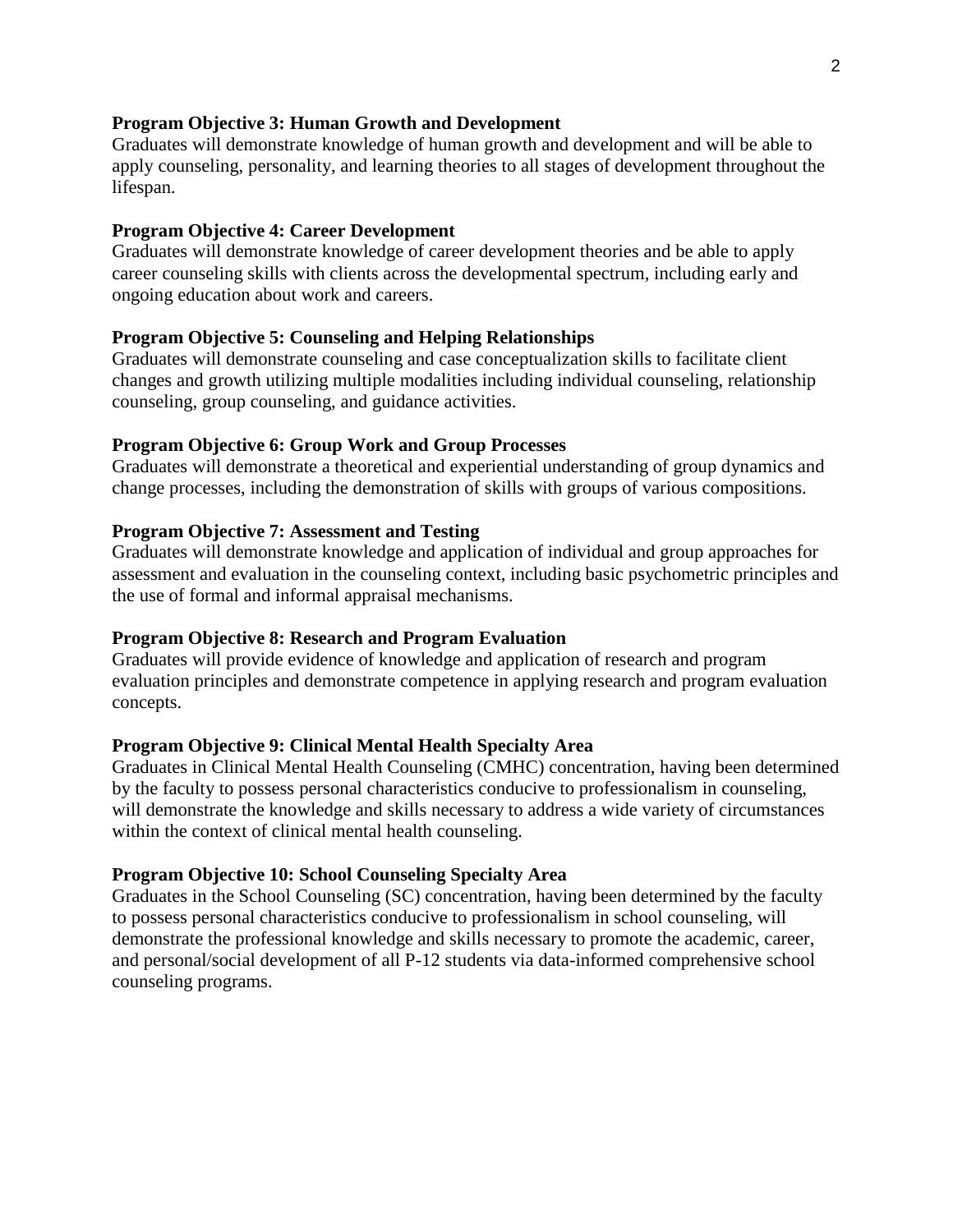**Program Objective 3: Human Growth and Development**

Graduates will demonstrate knowledge of human growth and development and will be able to apply counseling, personality, and learning theories to all stages of development throughout the lifespan.

**Program Objective 4: Career Development**

Graduates will demonstrate knowledge of career development theories and be able to apply career counseling skills with clients across the developmental spectrum, including early and ongoing education about work and careers.

**Program Objective 5: Counseling and Helping Relationships**

Graduates will demonstrate counseling and case conceptualization skills to facilitate client changes and growth utilizing multiple modalities including individual counseling, relationship counseling, group counseling, and guidance activities.

**Program Objective 6: Group Work and Group Processes**

Graduates will demonstrate a theoretical and experiential understanding of group dynamics and change processes, including the demonstration of skills with groups of various compositions.

**Program Objective 7: Assessment and Testing**

Graduates will demonstrate knowledge and application of individual and group approaches for assessment and evaluation in the counseling context, including basic psychometric principles and the use of formal and informal appraisal mechanisms.

**Program Objective 8: Research and Program Evaluation**

Graduates will provide evidence of knowledge and application of research and program evaluation principles and demonstrate competence in applying research and program evaluation concepts.

**Program Objective 9: Clinical Mental Health Specialty Area**

Graduates in Clinical Mental Health Counseling (CMHC) concentration, having been determined by the faculty to possess personal characteristics conducive to professionalism in counseling, will demonstrate the knowledge and skills necessary to address a wide variety of circumstances within the context of clinical mental health counseling.

**Program Objective 10: School Counseling Specialty Area**

Graduates in the School Counseling (SC) concentration, having been determined by the faculty to possess personal characteristics conducive to professionalism in school counseling, will demonstrate the professional knowledge and skills necessary to promote the academic, career, and personal/social development of all P-12 students via data-informed comprehensive school counseling programs.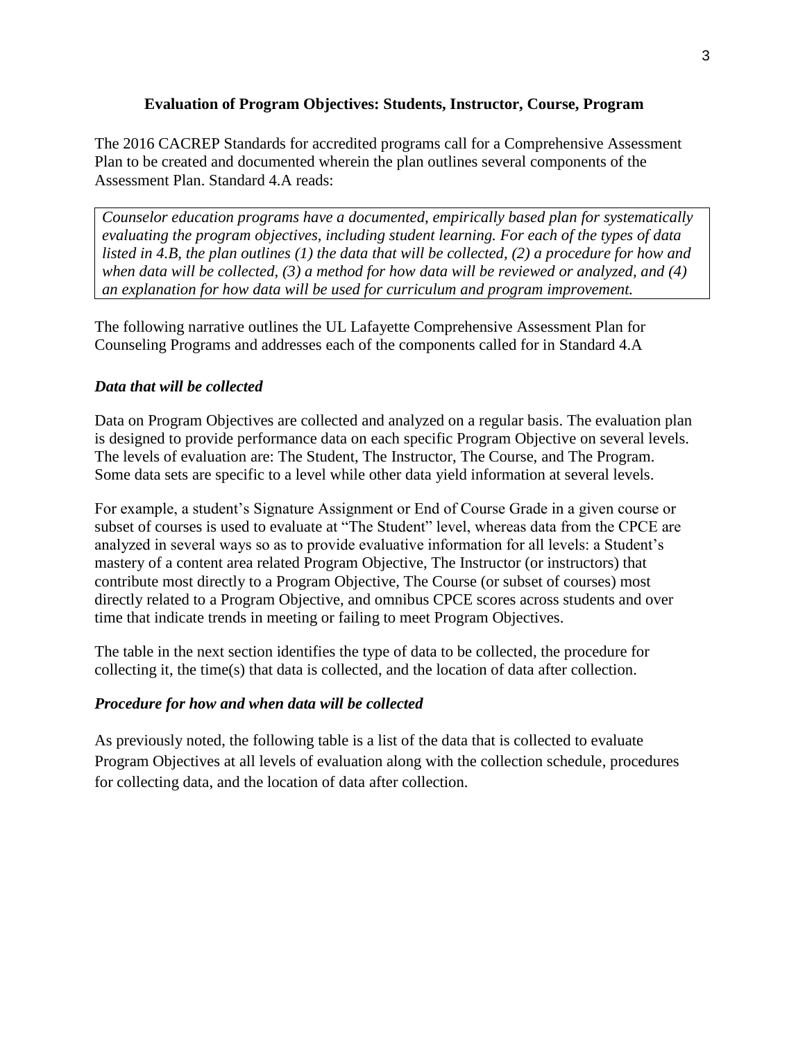## Evaluation of Program Objectives: Students, Instructor, Course, Program

The 2016 CACREP Standards for accredited programs call for a Comprehensive Assessment Plan to be created and documented wherein the plan outlines several components of the Assessment Plan. Standard 4.A reads:

> *Counselor education programs have a documented, empirically based plan for systematically evaluating the program objectives, including student learning. For each of the types of data listed in 4.B, the plan outlines (1) the data that will be collected, (2) a procedure for how and when data will be collected, (3) a method for how data will be reviewed or analyzed, and (4) an explanation for how data will be used for curriculum and program improvement.*

The following narrative outlines the UL Lafayette Comprehensive Assessment Plan for Counseling Programs and addresses each of the components called for in Standard 4.A

### *Data that will be collected*

Data on Program Objectives are collected and analyzed on a regular basis. The evaluation plan is designed to provide performance data on each specific Program Objective on several levels. The levels of evaluation are: The Student, The Instructor, The Course, and The Program. Some data sets are specific to a level while other data yield information at several levels.

For example, a student's Signature Assignment or End of Course Grade in a given course or subset of courses is used to evaluate at "The Student" level, whereas data from the CPCE are analyzed in several ways so as to provide evaluative information for all levels: a Student's mastery of a content area related Program Objective, The Instructor (or instructors) that contribute most directly to a Program Objective, The Course (or subset of courses) most directly related to a Program Objective, and omnibus CPCE scores across students and over time that indicate trends in meeting or failing to meet Program Objectives.

The table in the next section identifies the type of data to be collected, the procedure for collecting it, the time(s) that data is collected, and the location of data after collection.

### *Procedure for how and when data will be collected*

As previously noted, the following table is a list of the data that is collected to evaluate Program Objectives at all levels of evaluation along with the collection schedule, procedures for collecting data, and the location of data after collection.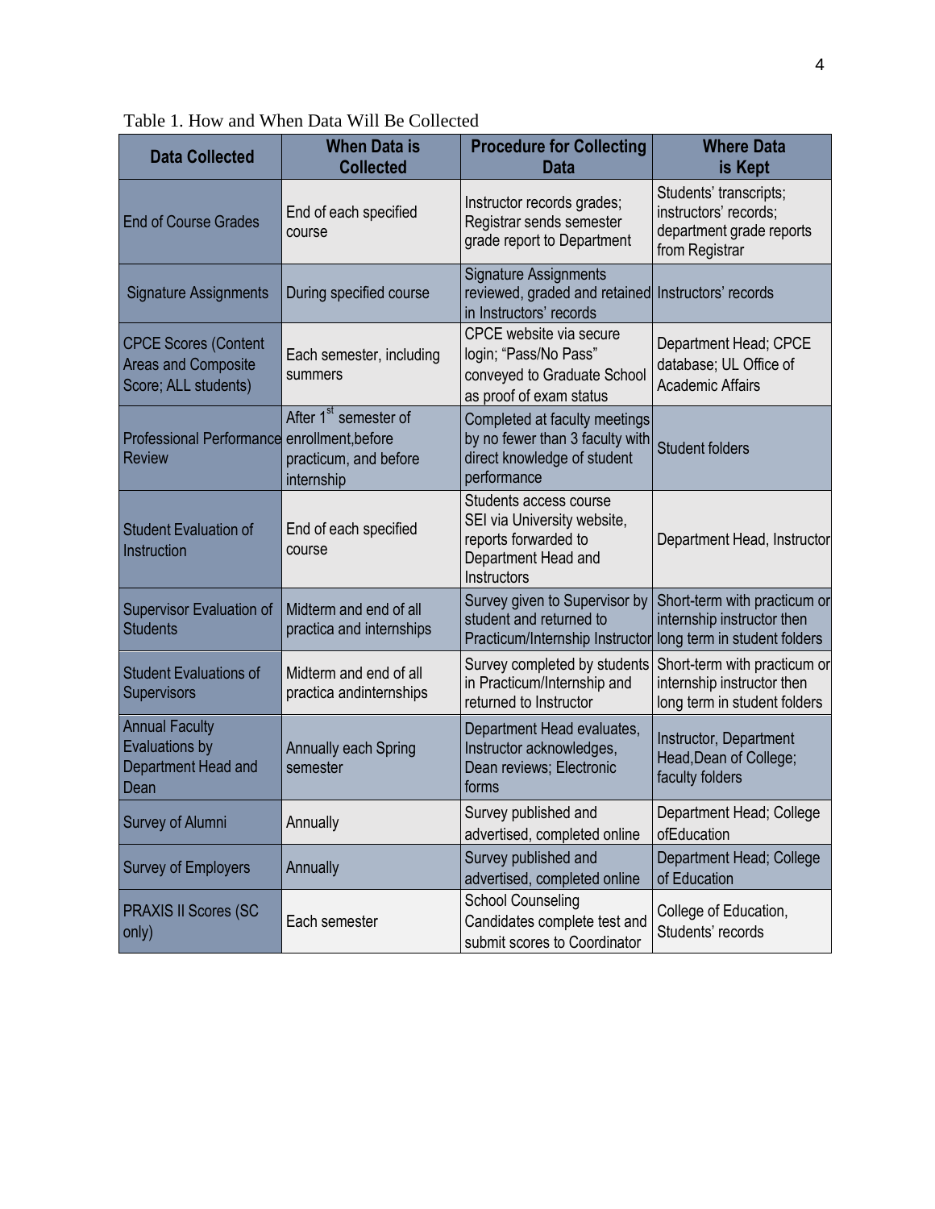Table 1. How and When Data Will Be Collected

| Data Collected | When Data is Collected | Procedure for Collecting Data | Where Data is Kept |
| --- | --- | --- | --- |
| End of Course Grades | End of each specified course | Instructor records grades; Registrar sends semester grade report to Department | Students' transcripts; instructors' records; department grade reports from Registrar |
| Signature Assignments | During specified course | Signature Assignments reviewed, graded and retained in Instructors' records | Instructors' records |
| CPCE Scores (Content Areas and Composite Score; ALL students) | Each semester, including summers | CPCE website via secure login; "Pass/No Pass" conveyed to Graduate School as proof of exam status | Department Head; CPCE database; UL Office of Academic Affairs |
| Professional Performance Review | After 1st semester of enrollment,before practicum, and before internship | Completed at faculty meetings by no fewer than 3 faculty with direct knowledge of student performance | Student folders |
| Student Evaluation of Instruction | End of each specified course | Students access course SEI via University website, reports forwarded to Department Head and Instructors | Department Head, Instructor |
| Supervisor Evaluation of Students | Midterm and end of all practica and internships | Survey given to Supervisor by student and returned to Practicum/Internship Instructor | Short-term with practicum or internship instructor then long term in student folders |
| Student Evaluations of Supervisors | Midterm and end of all practica andinternships | Survey completed by students in Practicum/Internship and returned to Instructor | Short-term with practicum or internship instructor then long term in student folders |
| Annual Faculty Evaluations by Department Head and Dean | Annually each Spring semester | Department Head evaluates, Instructor acknowledges, Dean reviews; Electronic forms | Instructor, Department Head,Dean of College; faculty folders |
| Survey of Alumni | Annually | Survey published and advertised, completed online | Department Head; College ofEducation |
| Survey of Employers | Annually | Survey published and advertised, completed online | Department Head; College of Education |
| PRAXIS II Scores (SC only) | Each semester | School Counseling Candidates complete test and submit scores to Coordinator | College of Education, Students' records |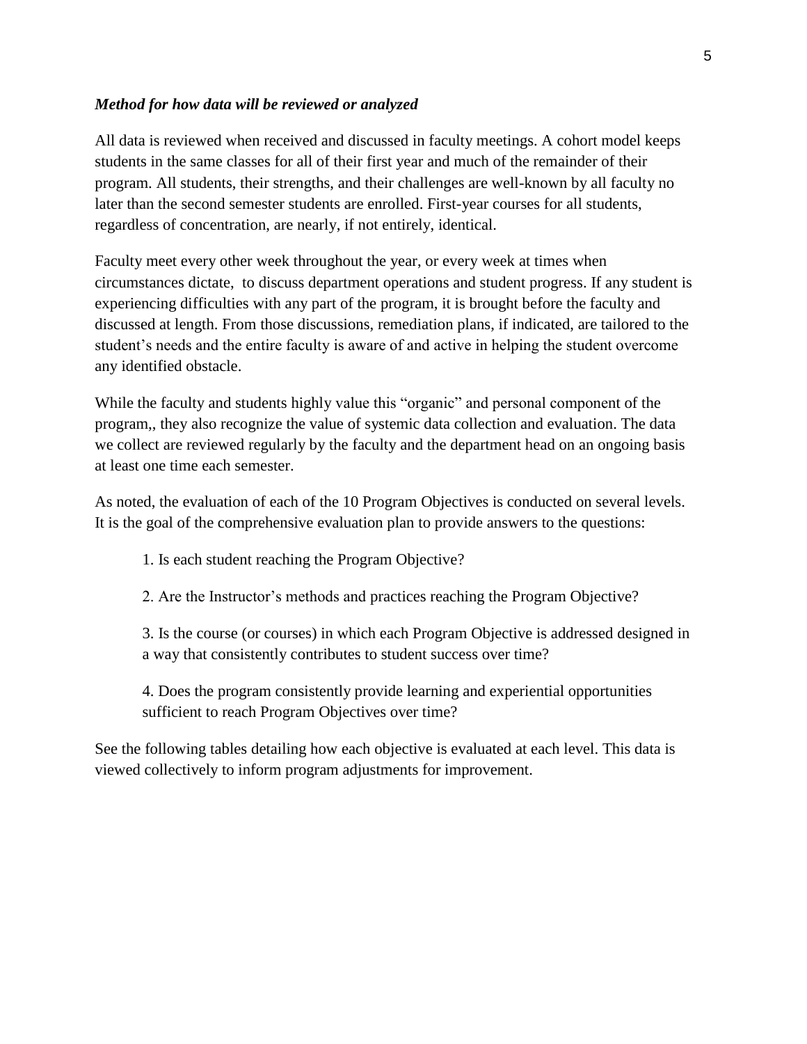***Method for how data will be reviewed or analyzed***

All data is reviewed when received and discussed in faculty meetings. A cohort model keeps students in the same classes for all of their first year and much of the remainder of their program. All students, their strengths, and their challenges are well-known by all faculty no later than the second semester students are enrolled. First-year courses for all students, regardless of concentration, are nearly, if not entirely, identical.

Faculty meet every other week throughout the year, or every week at times when circumstances dictate,  to discuss department operations and student progress. If any student is experiencing difficulties with any part of the program, it is brought before the faculty and discussed at length. From those discussions, remediation plans, if indicated, are tailored to the student's needs and the entire faculty is aware of and active in helping the student overcome any identified obstacle.

While the faculty and students highly value this "organic" and personal component of the program,, they also recognize the value of systemic data collection and evaluation. The data we collect are reviewed regularly by the faculty and the department head on an ongoing basis at least one time each semester.

As noted, the evaluation of each of the 10 Program Objectives is conducted on several levels. It is the goal of the comprehensive evaluation plan to provide answers to the questions:

1. Is each student reaching the Program Objective?

2. Are the Instructor's methods and practices reaching the Program Objective?

3. Is the course (or courses) in which each Program Objective is addressed designed in a way that consistently contributes to student success over time?

4. Does the program consistently provide learning and experiential opportunities sufficient to reach Program Objectives over time?

See the following tables detailing how each objective is evaluated at each level. This data is viewed collectively to inform program adjustments for improvement.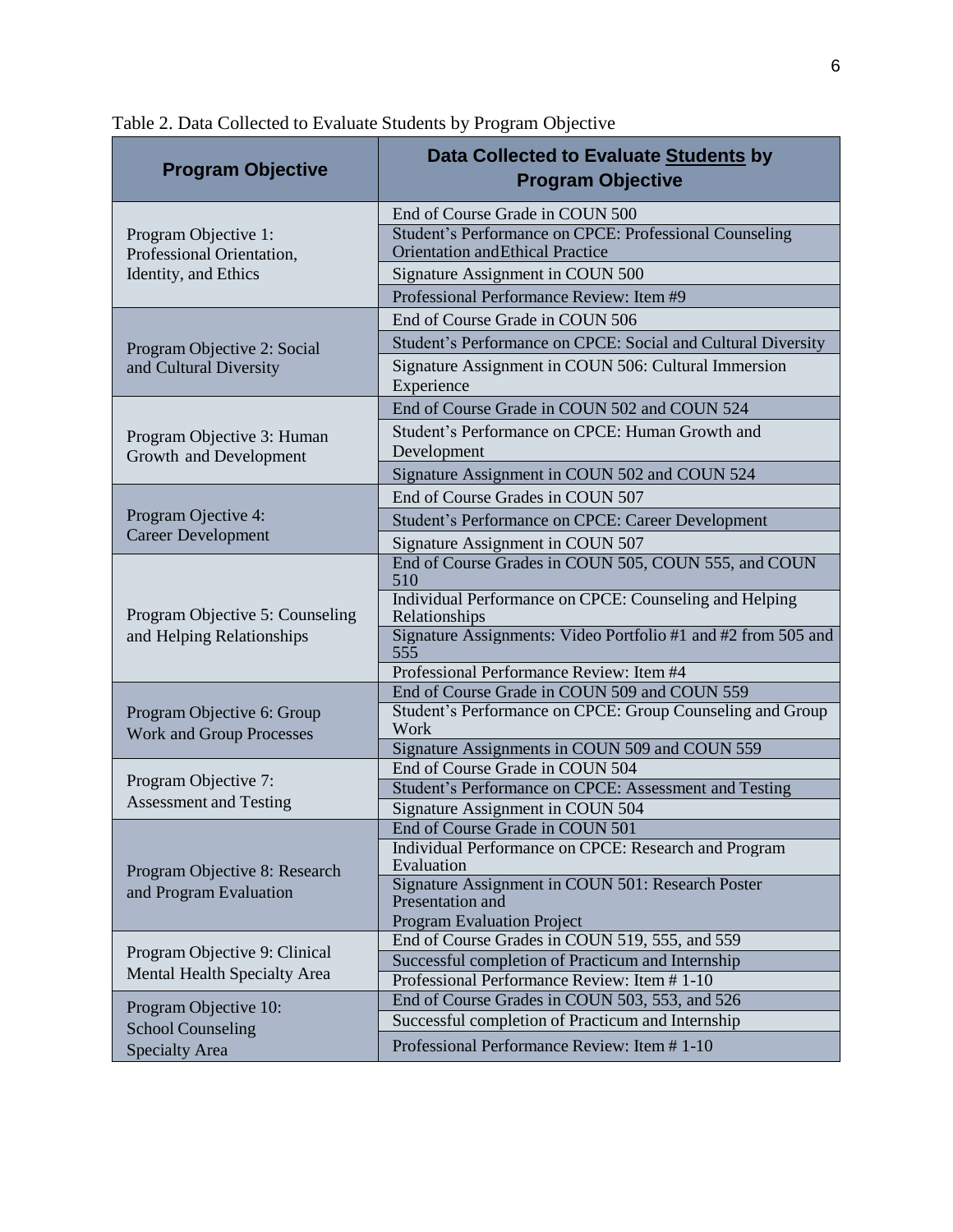Table 2. Data Collected to Evaluate Students by Program Objective

| Program Objective | Data Collected to Evaluate **Students** by Program Objective |
|---|---|
| Program Objective 1: Professional Orientation, Identity, and Ethics | End of Course Grade in COUN 500 |
| | Student's Performance on CPCE: Professional Counseling Orientation andEthical Practice |
| | Signature Assignment in COUN 500 |
| | Professional Performance Review: Item #9 |
| Program Objective 2: Social and Cultural Diversity | End of Course Grade in COUN 506 |
| | Student's Performance on CPCE: Social and Cultural Diversity |
| | Signature Assignment in COUN 506: Cultural Immersion Experience |
| Program Objective 3: Human Growth and Development | End of Course Grade in COUN 502 and COUN 524 |
| | Student's Performance on CPCE: Human Growth and Development |
| | Signature Assignment in COUN 502 and COUN 524 |
| Program Ojective 4: Career Development | End of Course Grades in COUN 507 |
| | Student's Performance on CPCE: Career Development |
| | Signature Assignment in COUN 507 |
| Program Objective 5: Counseling and Helping Relationships | End of Course Grades in COUN 505, COUN 555, and COUN 510 |
| | Individual Performance on CPCE: Counseling and Helping Relationships |
| | Signature Assignments: Video Portfolio #1 and #2 from 505 and 555 |
| | Professional Performance Review: Item #4 |
| Program Objective 6: Group Work and Group Processes | End of Course Grade in COUN 509 and COUN 559 |
| | Student's Performance on CPCE: Group Counseling and Group Work |
| | Signature Assignments in COUN 509 and COUN 559 |
| Program Objective 7: Assessment and Testing | End of Course Grade in COUN 504 |
| | Student's Performance on CPCE: Assessment and Testing |
| | Signature Assignment in COUN 504 |
| Program Objective 8: Research and Program Evaluation | End of Course Grade in COUN 501 |
| | Individual Performance on CPCE: Research and Program Evaluation |
| | Signature Assignment in COUN 501: Research Poster Presentation and Program Evaluation Project |
| Program Objective 9: Clinical Mental Health Specialty Area | End of Course Grades in COUN 519, 555, and 559 |
| | Successful completion of Practicum and Internship |
| | Professional Performance Review: Item # 1-10 |
| Program Objective 10: School Counseling Specialty Area | End of Course Grades in COUN 503, 553, and 526 |
| | Successful completion of Practicum and Internship |
| | Professional Performance Review: Item # 1-10 |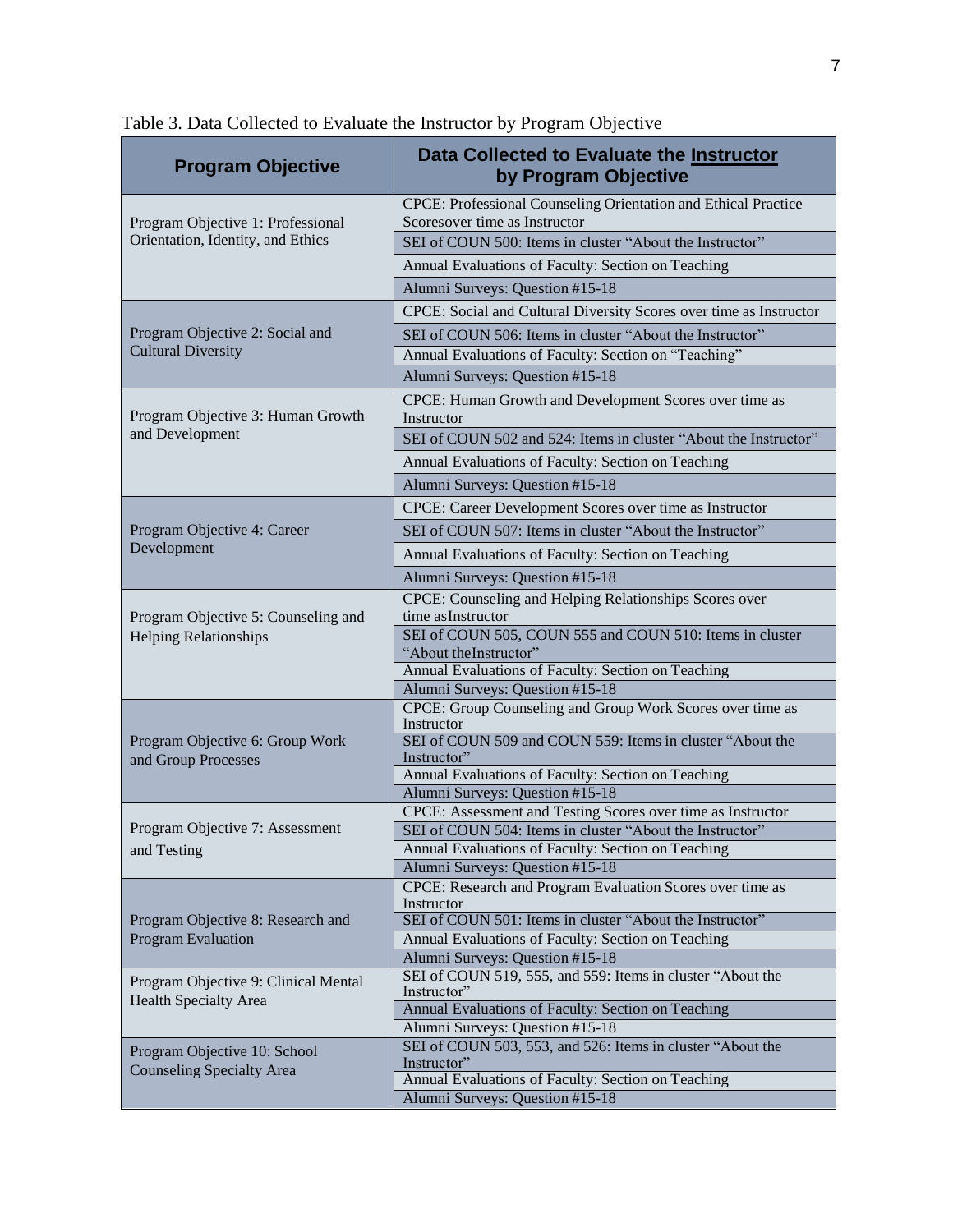Table 3. Data Collected to Evaluate the Instructor by Program Objective

| Program Objective | Data Collected to Evaluate the Instructor by Program Objective |
|---|---|
| Program Objective 1: Professional Orientation, Identity, and Ethics | CPCE: Professional Counseling Orientation and Ethical Practice Scoresover time as Instructor |
| | SEI of COUN 500: Items in cluster "About the Instructor" |
| | Annual Evaluations of Faculty: Section on Teaching |
| | Alumni Surveys: Question #15-18 |
| Program Objective 2: Social and Cultural Diversity | CPCE: Social and Cultural Diversity Scores over time as Instructor |
| | SEI of COUN 506: Items in cluster "About the Instructor" |
| | Annual Evaluations of Faculty: Section on "Teaching" |
| | Alumni Surveys: Question #15-18 |
| Program Objective 3: Human Growth and Development | CPCE: Human Growth and Development Scores over time as Instructor |
| | SEI of COUN 502 and 524: Items in cluster "About the Instructor" |
| | Annual Evaluations of Faculty: Section on Teaching |
| | Alumni Surveys: Question #15-18 |
| Program Objective 4: Career Development | CPCE: Career Development Scores over time as Instructor |
| | SEI of COUN 507: Items in cluster "About the Instructor" |
| | Annual Evaluations of Faculty: Section on Teaching |
| | Alumni Surveys: Question #15-18 |
| Program Objective 5: Counseling and Helping Relationships | CPCE: Counseling and Helping Relationships Scores over time asInstructor |
| | SEI of COUN 505, COUN 555 and COUN 510: Items in cluster "About theInstructor" |
| | Annual Evaluations of Faculty: Section on Teaching |
| | Alumni Surveys: Question #15-18 |
| Program Objective 6: Group Work and Group Processes | CPCE: Group Counseling and Group Work Scores over time as Instructor |
| | SEI of COUN 509 and COUN 559: Items in cluster "About the Instructor" |
| | Annual Evaluations of Faculty: Section on Teaching |
| | Alumni Surveys: Question #15-18 |
| Program Objective 7: Assessment and Testing | CPCE: Assessment and Testing Scores over time as Instructor |
| | SEI of COUN 504: Items in cluster "About the Instructor" |
| | Annual Evaluations of Faculty: Section on Teaching |
| | Alumni Surveys: Question #15-18 |
| Program Objective 8: Research and Program Evaluation | CPCE: Research and Program Evaluation Scores over time as Instructor |
| | SEI of COUN 501: Items in cluster "About the Instructor" |
| | Annual Evaluations of Faculty: Section on Teaching |
| | Alumni Surveys: Question #15-18 |
| Program Objective 9: Clinical Mental Health Specialty Area | SEI of COUN 519, 555, and 559: Items in cluster "About the Instructor" |
| | Annual Evaluations of Faculty: Section on Teaching |
| | Alumni Surveys: Question #15-18 |
| Program Objective 10: School Counseling Specialty Area | SEI of COUN 503, 553, and 526: Items in cluster "About the Instructor" |
| | Annual Evaluations of Faculty: Section on Teaching |
| | Alumni Surveys: Question #15-18 |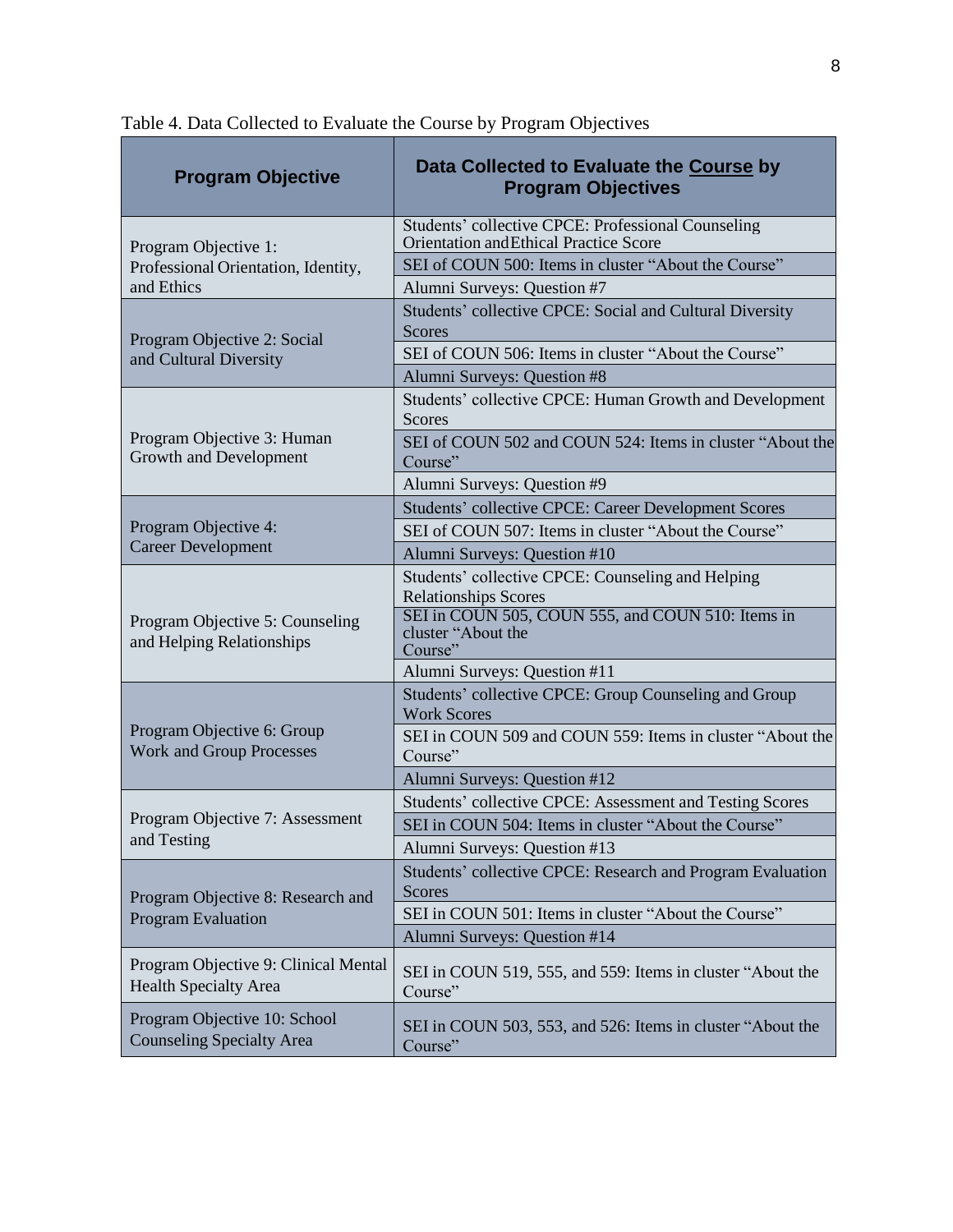Table 4. Data Collected to Evaluate the Course by Program Objectives

| Program Objective | Data Collected to Evaluate the Course by Program Objectives |
| --- | --- |
| Program Objective 1: Professional Orientation, Identity, and Ethics | Students' collective CPCE: Professional Counseling Orientation and Ethical Practice Score |
| | SEI of COUN 500: Items in cluster "About the Course" |
| | Alumni Surveys: Question #7 |
| Program Objective 2: Social and Cultural Diversity | Students' collective CPCE: Social and Cultural Diversity Scores |
| | SEI of COUN 506: Items in cluster "About the Course" |
| | Alumni Surveys: Question #8 |
| Program Objective 3: Human Growth and Development | Students' collective CPCE: Human Growth and Development Scores |
| | SEI of COUN 502 and COUN 524: Items in cluster "About the Course" |
| | Alumni Surveys: Question #9 |
| Program Objective 4: Career Development | Students' collective CPCE: Career Development Scores |
| | SEI of COUN 507: Items in cluster "About the Course" |
| | Alumni Surveys: Question #10 |
| Program Objective 5: Counseling and Helping Relationships | Students' collective CPCE: Counseling and Helping Relationships Scores |
| | SEI in COUN 505, COUN 555, and COUN 510: Items in cluster "About the Course" |
| | Alumni Surveys: Question #11 |
| Program Objective 6: Group Work and Group Processes | Students' collective CPCE: Group Counseling and Group Work Scores |
| | SEI in COUN 509 and COUN 559: Items in cluster "About the Course" |
| | Alumni Surveys: Question #12 |
| Program Objective 7: Assessment and Testing | Students' collective CPCE: Assessment and Testing Scores |
| | SEI in COUN 504: Items in cluster "About the Course" |
| | Alumni Surveys: Question #13 |
| Program Objective 8: Research and Program Evaluation | Students' collective CPCE: Research and Program Evaluation Scores |
| | SEI in COUN 501: Items in cluster "About the Course" |
| | Alumni Surveys: Question #14 |
| Program Objective 9: Clinical Mental Health Specialty Area | SEI in COUN 519, 555, and 559: Items in cluster "About the Course" |
| Program Objective 10: School Counseling Specialty Area | SEI in COUN 503, 553, and 526: Items in cluster "About the Course" |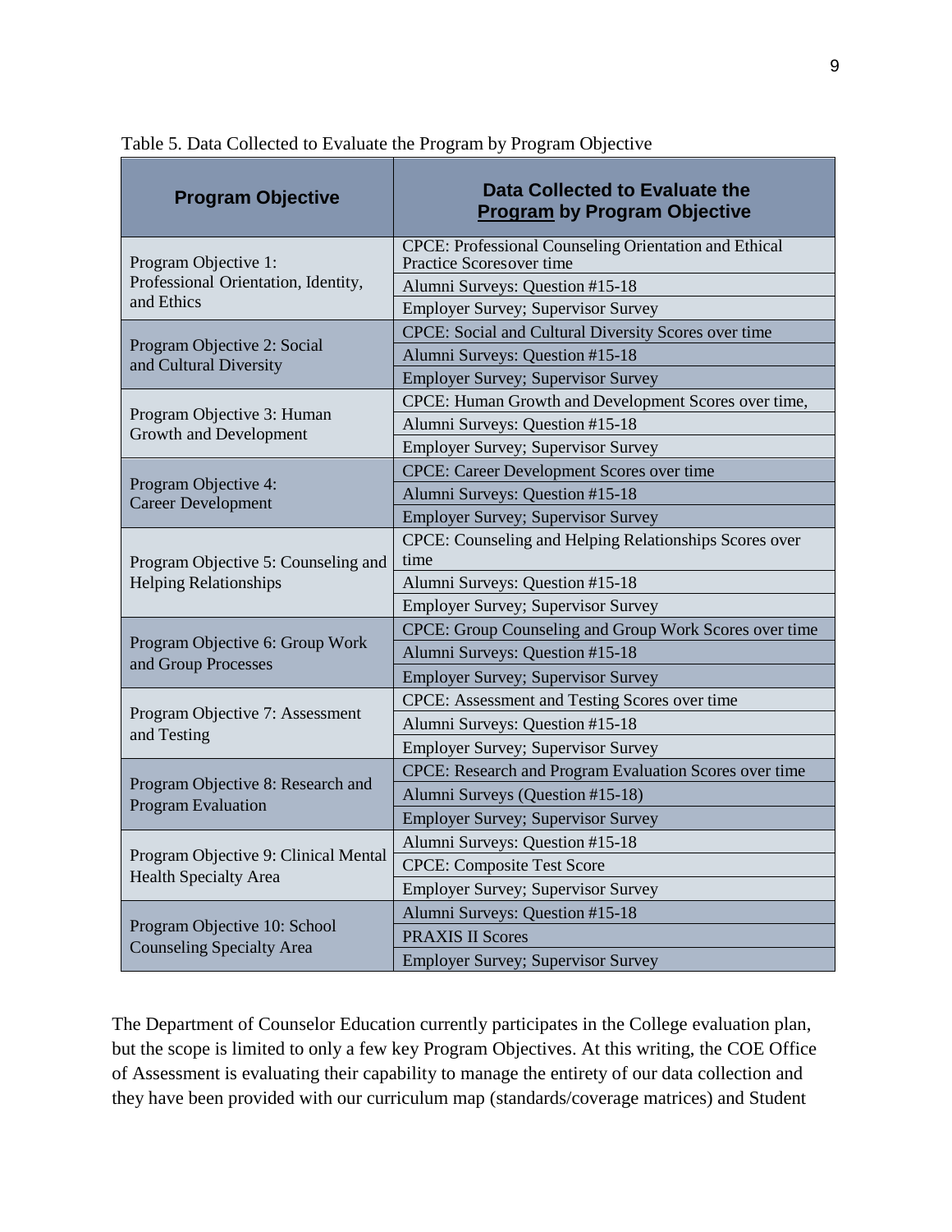Table 5. Data Collected to Evaluate the Program by Program Objective

| Program Objective | Data Collected to Evaluate the Program by Program Objective |
|---|---|
| Program Objective 1: Professional Orientation, Identity, and Ethics | CPCE: Professional Counseling Orientation and Ethical Practice Scoresover time |
| | Alumni Surveys: Question #15-18 |
| | Employer Survey; Supervisor Survey |
| Program Objective 2: Social and Cultural Diversity | CPCE: Social and Cultural Diversity Scores over time |
| | Alumni Surveys: Question #15-18 |
| | Employer Survey; Supervisor Survey |
| Program Objective 3: Human Growth and Development | CPCE: Human Growth and Development Scores over time, |
| | Alumni Surveys: Question #15-18 |
| | Employer Survey; Supervisor Survey |
| Program Objective 4: Career Development | CPCE: Career Development Scores over time |
| | Alumni Surveys: Question #15-18 |
| | Employer Survey; Supervisor Survey |
| Program Objective 5: Counseling and Helping Relationships | CPCE: Counseling and Helping Relationships Scores over time |
| | Alumni Surveys: Question #15-18 |
| | Employer Survey; Supervisor Survey |
| Program Objective 6: Group Work and Group Processes | CPCE: Group Counseling and Group Work Scores over time |
| | Alumni Surveys: Question #15-18 |
| | Employer Survey; Supervisor Survey |
| Program Objective 7: Assessment and Testing | CPCE: Assessment and Testing Scores over time |
| | Alumni Surveys: Question #15-18 |
| | Employer Survey; Supervisor Survey |
| Program Objective 8: Research and Program Evaluation | CPCE: Research and Program Evaluation Scores over time |
| | Alumni Surveys (Question #15-18) |
| | Employer Survey; Supervisor Survey |
| Program Objective 9: Clinical Mental Health Specialty Area | Alumni Surveys: Question #15-18 |
| | CPCE: Composite Test Score |
| | Employer Survey; Supervisor Survey |
| Program Objective 10: School Counseling Specialty Area | Alumni Surveys: Question #15-18 |
| | PRAXIS II Scores |
| | Employer Survey; Supervisor Survey |

The Department of Counselor Education currently participates in the College evaluation plan, but the scope is limited to only a few key Program Objectives. At this writing, the COE Office of Assessment is evaluating their capability to manage the entirety of our data collection and they have been provided with our curriculum map (standards/coverage matrices) and Student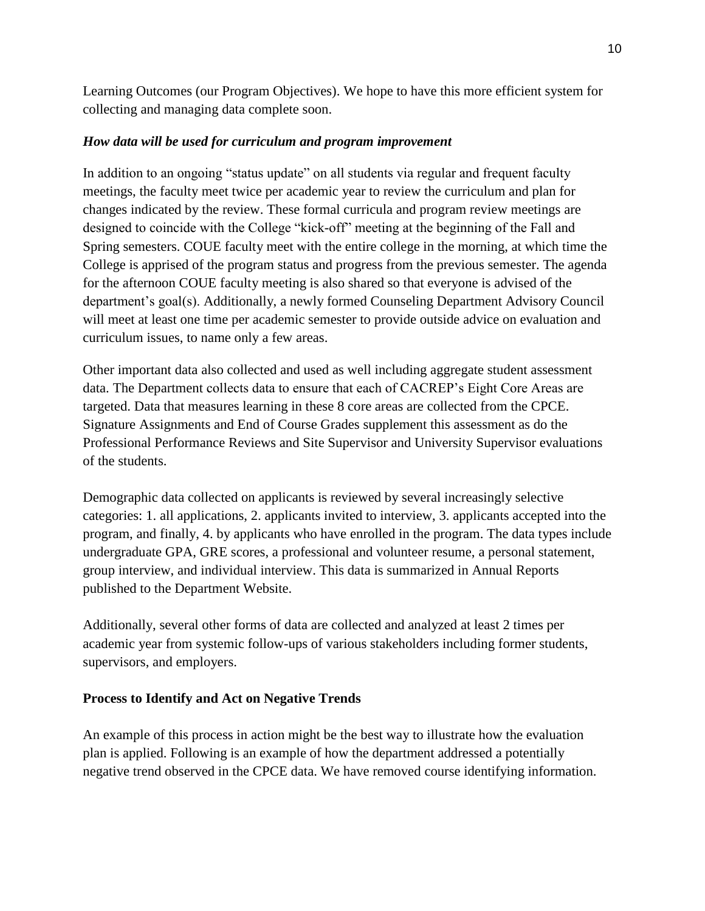Learning Outcomes (our Program Objectives). We hope to have this more efficient system for collecting and managing data complete soon.

### *How data will be used for curriculum and program improvement*

In addition to an ongoing "status update" on all students via regular and frequent faculty meetings, the faculty meet twice per academic year to review the curriculum and plan for changes indicated by the review. These formal curricula and program review meetings are designed to coincide with the College "kick-off" meeting at the beginning of the Fall and Spring semesters. COUE faculty meet with the entire college in the morning, at which time the College is apprised of the program status and progress from the previous semester. The agenda for the afternoon COUE faculty meeting is also shared so that everyone is advised of the department's goal(s). Additionally, a newly formed Counseling Department Advisory Council will meet at least one time per academic semester to provide outside advice on evaluation and curriculum issues, to name only a few areas.

Other important data also collected and used as well including aggregate student assessment data. The Department collects data to ensure that each of CACREP's Eight Core Areas are targeted. Data that measures learning in these 8 core areas are collected from the CPCE. Signature Assignments and End of Course Grades supplement this assessment as do the Professional Performance Reviews and Site Supervisor and University Supervisor evaluations of the students.

Demographic data collected on applicants is reviewed by several increasingly selective categories: 1. all applications, 2. applicants invited to interview, 3. applicants accepted into the program, and finally, 4. by applicants who have enrolled in the program. The data types include undergraduate GPA, GRE scores, a professional and volunteer resume, a personal statement, group interview, and individual interview. This data is summarized in Annual Reports published to the Department Website.

Additionally, several other forms of data are collected and analyzed at least 2 times per academic year from systemic follow-ups of various stakeholders including former students, supervisors, and employers.

### **Process to Identify and Act on Negative Trends**

An example of this process in action might be the best way to illustrate how the evaluation plan is applied. Following is an example of how the department addressed a potentially negative trend observed in the CPCE data. We have removed course identifying information.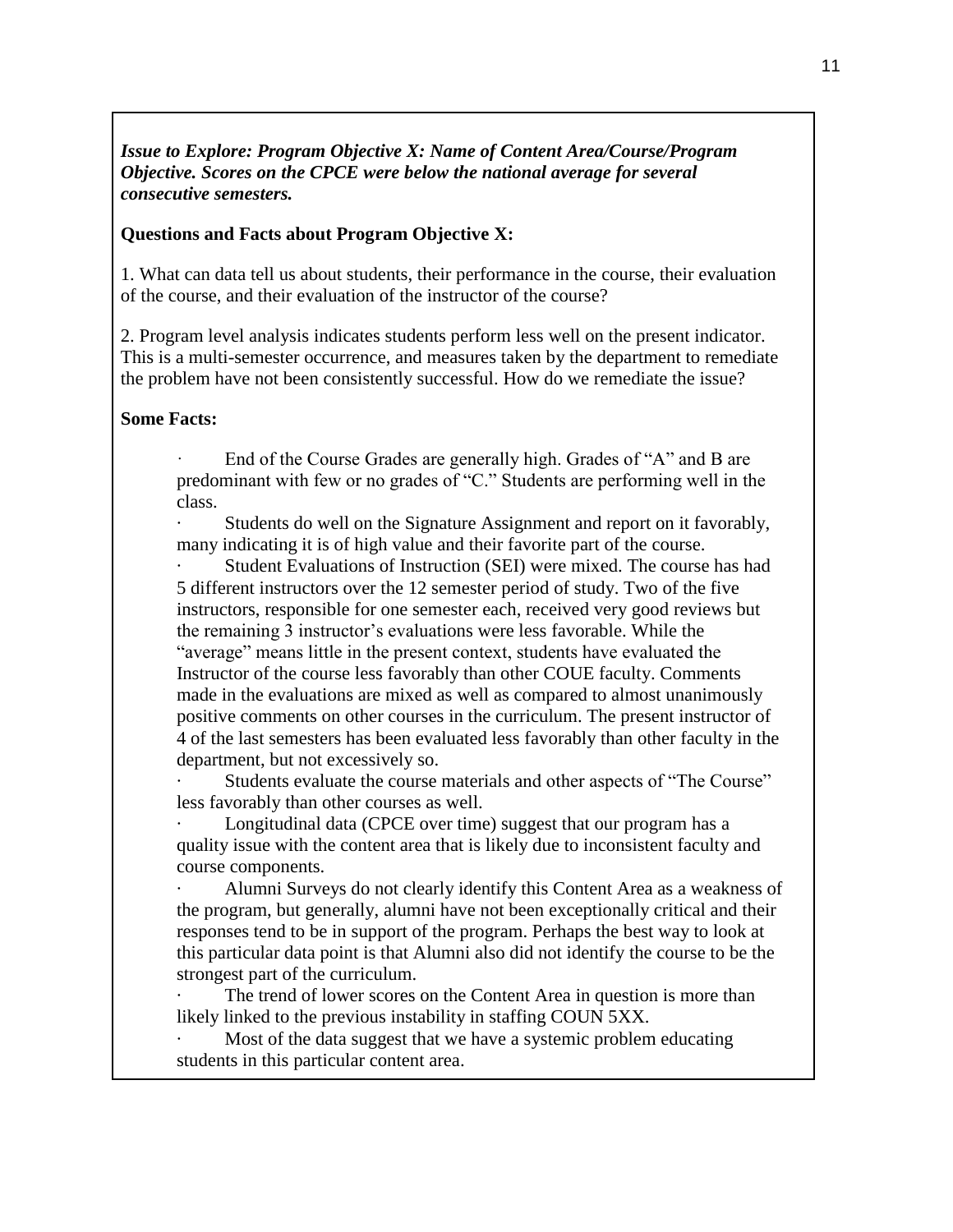***Issue to Explore: Program Objective X: Name of Content Area/Course/Program Objective. Scores on the CPCE were below the national average for several consecutive semesters.***

**Questions and Facts about Program Objective X:**

1. What can data tell us about students, their performance in the course, their evaluation of the course, and their evaluation of the instructor of the course?

2. Program level analysis indicates students perform less well on the present indicator. This is a multi-semester occurrence, and measures taken by the department to remediate the problem have not been consistently successful. How do we remediate the issue?

**Some Facts:**

- End of the Course Grades are generally high. Grades of "A" and B are predominant with few or no grades of "C." Students are performing well in the class.
- Students do well on the Signature Assignment and report on it favorably, many indicating it is of high value and their favorite part of the course.
- Student Evaluations of Instruction (SEI) were mixed. The course has had 5 different instructors over the 12 semester period of study. Two of the five instructors, responsible for one semester each, received very good reviews but the remaining 3 instructor's evaluations were less favorable. While the "average" means little in the present context, students have evaluated the Instructor of the course less favorably than other COUE faculty. Comments made in the evaluations are mixed as well as compared to almost unanimously positive comments on other courses in the curriculum. The present instructor of 4 of the last semesters has been evaluated less favorably than other faculty in the department, but not excessively so.
- Students evaluate the course materials and other aspects of "The Course" less favorably than other courses as well.
- Longitudinal data (CPCE over time) suggest that our program has a quality issue with the content area that is likely due to inconsistent faculty and course components.
- Alumni Surveys do not clearly identify this Content Area as a weakness of the program, but generally, alumni have not been exceptionally critical and their responses tend to be in support of the program. Perhaps the best way to look at this particular data point is that Alumni also did not identify the course to be the strongest part of the curriculum.
- The trend of lower scores on the Content Area in question is more than likely linked to the previous instability in staffing COUN 5XX.
- Most of the data suggest that we have a systemic problem educating students in this particular content area.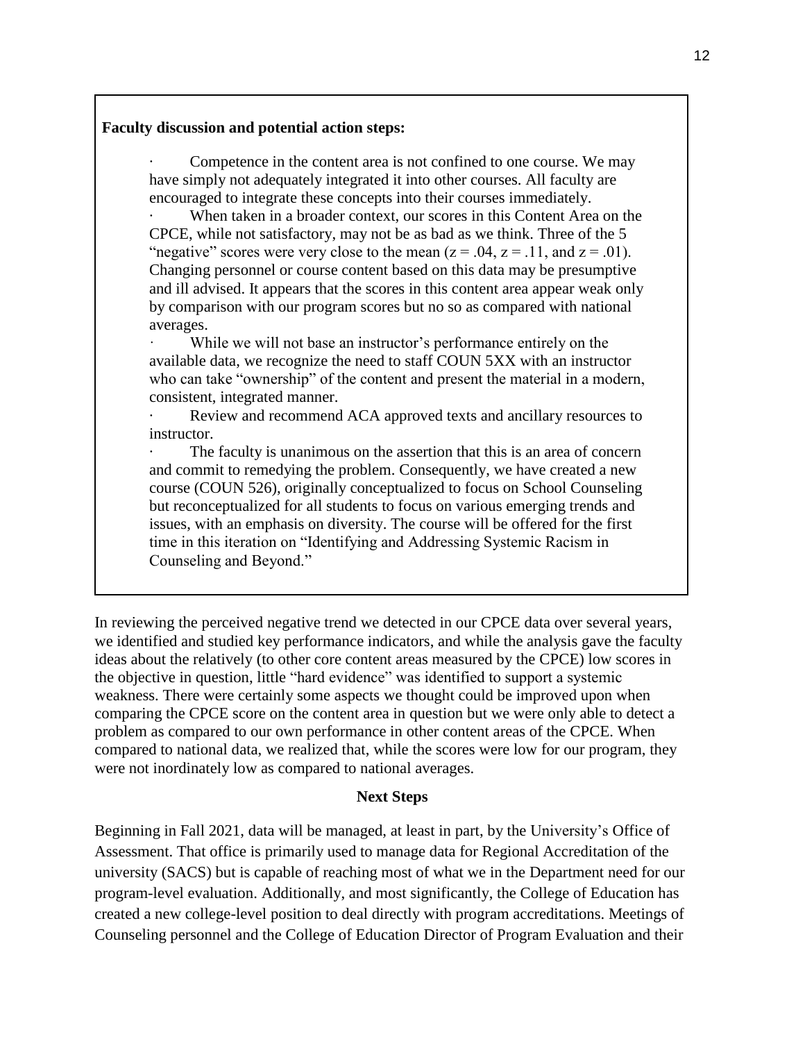**Faculty discussion and potential action steps:**

- Competence in the content area is not confined to one course. We may have simply not adequately integrated it into other courses. All faculty are encouraged to integrate these concepts into their courses immediately.
- When taken in a broader context, our scores in this Content Area on the CPCE, while not satisfactory, may not be as bad as we think. Three of the 5 "negative" scores were very close to the mean ($z = .04$, $z = .11$, and $z = .01$). Changing personnel or course content based on this data may be presumptive and ill advised. It appears that the scores in this content area appear weak only by comparison with our program scores but no so as compared with national averages.
- While we will not base an instructor's performance entirely on the available data, we recognize the need to staff COUN 5XX with an instructor who can take "ownership" of the content and present the material in a modern, consistent, integrated manner.
- Review and recommend ACA approved texts and ancillary resources to instructor.
- The faculty is unanimous on the assertion that this is an area of concern and commit to remedying the problem. Consequently, we have created a new course (COUN 526), originally conceptualized to focus on School Counseling but reconceptualized for all students to focus on various emerging trends and issues, with an emphasis on diversity. The course will be offered for the first time in this iteration on "Identifying and Addressing Systemic Racism in Counseling and Beyond."

In reviewing the perceived negative trend we detected in our CPCE data over several years, we identified and studied key performance indicators, and while the analysis gave the faculty ideas about the relatively (to other core content areas measured by the CPCE) low scores in the objective in question, little "hard evidence" was identified to support a systemic weakness. There were certainly some aspects we thought could be improved upon when comparing the CPCE score on the content area in question but we were only able to detect a problem as compared to our own performance in other content areas of the CPCE. When compared to national data, we realized that, while the scores were low for our program, they were not inordinately low as compared to national averages.

## Next Steps

Beginning in Fall 2021, data will be managed, at least in part, by the University's Office of Assessment. That office is primarily used to manage data for Regional Accreditation of the university (SACS) but is capable of reaching most of what we in the Department need for our program-level evaluation. Additionally, and most significantly, the College of Education has created a new college-level position to deal directly with program accreditations. Meetings of Counseling personnel and the College of Education Director of Program Evaluation and their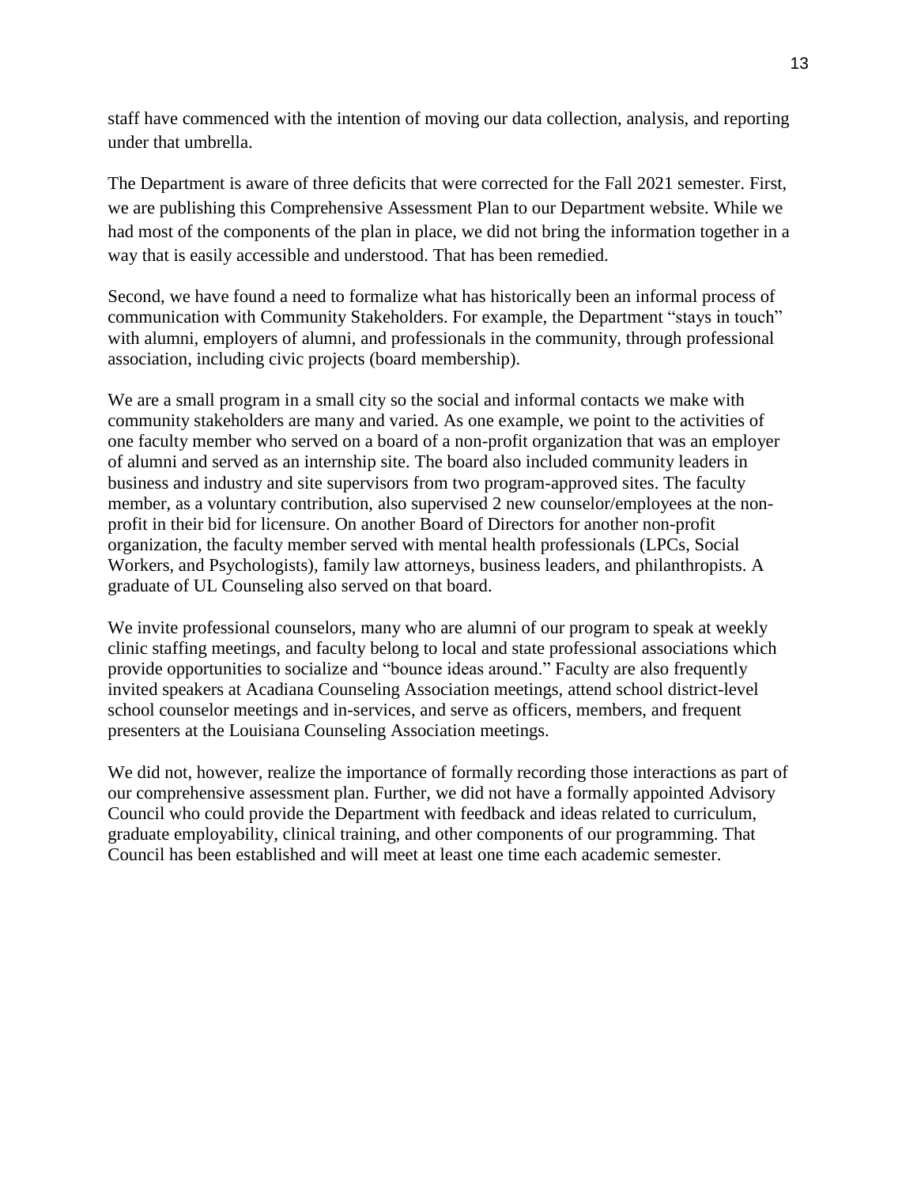staff have commenced with the intention of moving our data collection, analysis, and reporting under that umbrella.

The Department is aware of three deficits that were corrected for the Fall 2021 semester. First, we are publishing this Comprehensive Assessment Plan to our Department website. While we had most of the components of the plan in place, we did not bring the information together in a way that is easily accessible and understood. That has been remedied.

Second, we have found a need to formalize what has historically been an informal process of communication with Community Stakeholders. For example, the Department "stays in touch" with alumni, employers of alumni, and professionals in the community, through professional association, including civic projects (board membership).

We are a small program in a small city so the social and informal contacts we make with community stakeholders are many and varied. As one example, we point to the activities of one faculty member who served on a board of a non-profit organization that was an employer of alumni and served as an internship site. The board also included community leaders in business and industry and site supervisors from two program-approved sites. The faculty member, as a voluntary contribution, also supervised 2 new counselor/employees at the non-profit in their bid for licensure. On another Board of Directors for another non-profit organization, the faculty member served with mental health professionals (LPCs, Social Workers, and Psychologists), family law attorneys, business leaders, and philanthropists. A graduate of UL Counseling also served on that board.

We invite professional counselors, many who are alumni of our program to speak at weekly clinic staffing meetings, and faculty belong to local and state professional associations which provide opportunities to socialize and "bounce ideas around." Faculty are also frequently invited speakers at Acadiana Counseling Association meetings, attend school district-level school counselor meetings and in-services, and serve as officers, members, and frequent presenters at the Louisiana Counseling Association meetings.

We did not, however, realize the importance of formally recording those interactions as part of our comprehensive assessment plan. Further, we did not have a formally appointed Advisory Council who could provide the Department with feedback and ideas related to curriculum, graduate employability, clinical training, and other components of our programming. That Council has been established and will meet at least one time each academic semester.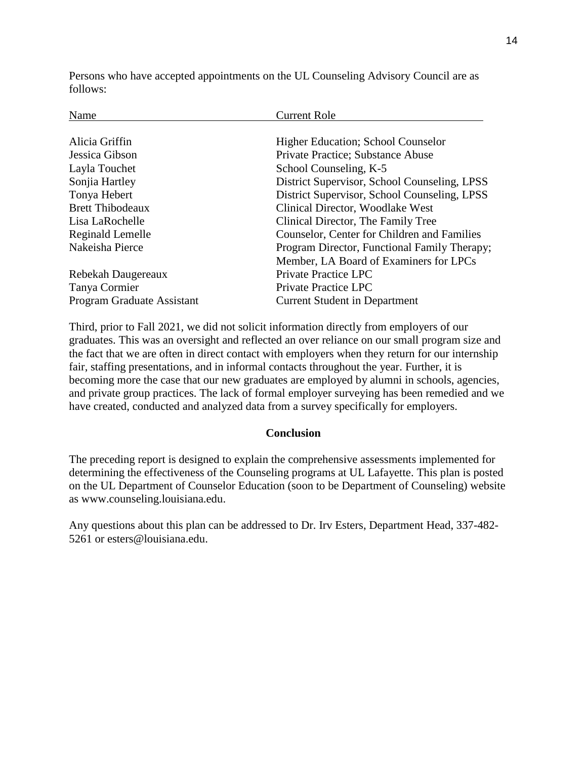Persons who have accepted appointments on the UL Counseling Advisory Council are as follows:

| Name | Current Role |
|---|---|
| Alicia Griffin | Higher Education; School Counselor |
| Jessica Gibson | Private Practice; Substance Abuse |
| Layla Touchet | School Counseling, K-5 |
| Sonjia Hartley | District Supervisor, School Counseling, LPSS |
| Tonya Hebert | District Supervisor, School Counseling, LPSS |
| Brett Thibodeaux | Clinical Director, Woodlake West |
| Lisa LaRochelle | Clinical Director, The Family Tree |
| Reginald Lemelle | Counselor, Center for Children and Families |
| Nakeisha Pierce | Program Director, Functional Family Therapy; Member, LA Board of Examiners for LPCs |
| Rebekah Daugereaux | Private Practice LPC |
| Tanya Cormier | Private Practice LPC |
| Program Graduate Assistant | Current Student in Department |

Third, prior to Fall 2021, we did not solicit information directly from employers of our graduates. This was an oversight and reflected an over reliance on our small program size and the fact that we are often in direct contact with employers when they return for our internship fair, staffing presentations, and in informal contacts throughout the year. Further, it is becoming more the case that our new graduates are employed by alumni in schools, agencies, and private group practices. The lack of formal employer surveying has been remedied and we have created, conducted and analyzed data from a survey specifically for employers.

## Conclusion

The preceding report is designed to explain the comprehensive assessments implemented for determining the effectiveness of the Counseling programs at UL Lafayette. This plan is posted on the UL Department of Counselor Education (soon to be Department of Counseling) website as www.counseling.louisiana.edu.

Any questions about this plan can be addressed to Dr. Irv Esters, Department Head, 337-482-5261 or esters@louisiana.edu.